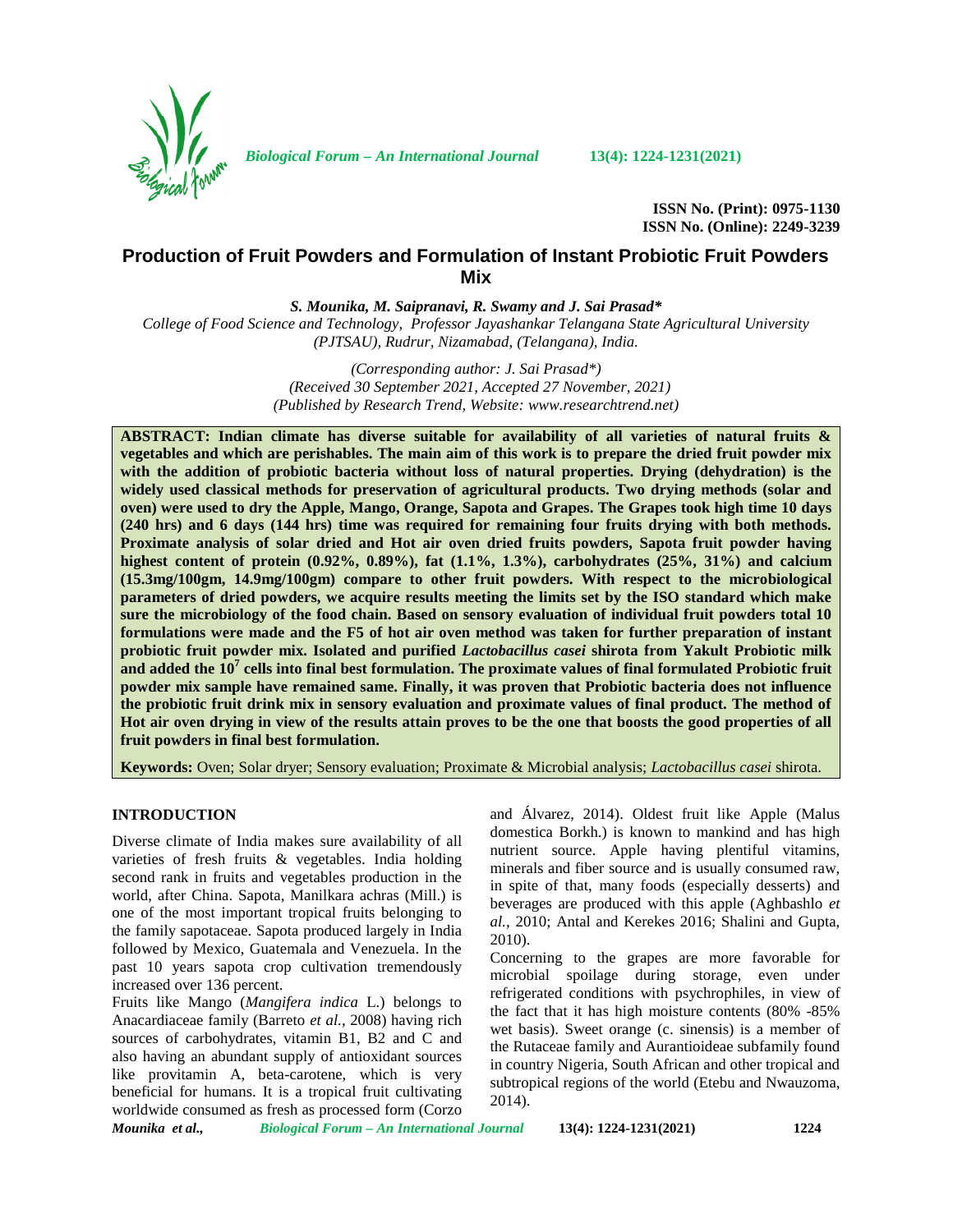ISSN No. (Print): 0975-1130
ISSN No. (Online): 2249-3239

# Production of Fruit Powders and Formulation of Instant Probiotic Fruit Powders Mix

***S. Mounika, M. Saipranavi, R. Swamy and J. Sai Prasad\****

*College of Food Science and Technology, Professor Jayashankar Telangana State Agricultural University (PJTSAU), Rudrur, Nizamabad, (Telangana), India.*

*(Corresponding author: J. Sai Prasad\*)*
*(Received 30 September 2021, Accepted 27 November, 2021)*
*(Published by Research Trend, Website: www.researchtrend.net)*

**ABSTRACT: Indian climate has diverse suitable for availability of all varieties of natural fruits & vegetables and which are perishables. The main aim of this work is to prepare the dried fruit powder mix with the addition of probiotic bacteria without loss of natural properties. Drying (dehydration) is the widely used classical methods for preservation of agricultural products. Two drying methods (solar and oven) were used to dry the Apple, Mango, Orange, Sapota and Grapes. The Grapes took high time 10 days (240 hrs) and 6 days (144 hrs) time was required for remaining four fruits drying with both methods. Proximate analysis of solar dried and Hot air oven dried fruits powders, Sapota fruit powder having highest content of protein (0.92%, 0.89%), fat (1.1%, 1.3%), carbohydrates (25%, 31%) and calcium (15.3mg/100gm, 14.9mg/100gm) compare to other fruit powders. With respect to the microbiological parameters of dried powders, we acquire results meeting the limits set by the ISO standard which make sure the microbiology of the food chain. Based on sensory evaluation of individual fruit powders total 10 formulations were made and the F5 of hot air oven method was taken for further preparation of instant probiotic fruit powder mix. Isolated and purified *Lactobacillus casei* shirota from Yakult Probiotic milk and added the $10^7$ cells into final best formulation. The proximate values of final formulated Probiotic fruit powder mix sample have remained same. Finally, it was proven that Probiotic bacteria does not influence the probiotic fruit drink mix in sensory evaluation and proximate values of final product. The method of Hot air oven drying in view of the results attain proves to be the one that boosts the good properties of all fruit powders in final best formulation.**

**Keywords:** Oven; Solar dryer; Sensory evaluation; Proximate & Microbial analysis; *Lactobacillus casei* shirota.

## INTRODUCTION

Diverse climate of India makes sure availability of all varieties of fresh fruits & vegetables. India holding second rank in fruits and vegetables production in the world, after China. Sapota, Manilkara achras (Mill.) is one of the most important tropical fruits belonging to the family sapotaceae. Sapota produced largely in India followed by Mexico, Guatemala and Venezuela. In the past 10 years sapota crop cultivation tremendously increased over 136 percent.

Fruits like Mango (*Mangifera indica* L.) belongs to Anacardiaceae family (Barreto *et al.,* 2008) having rich sources of carbohydrates, vitamin B1, B2 and C and also having an abundant supply of antioxidant sources like provitamin A, beta-carotene, which is very beneficial for humans. It is a tropical fruit cultivating worldwide consumed as fresh as processed form (Corzo and Álvarez, 2014). Oldest fruit like Apple (Malus domestica Borkh.) is known to mankind and has high nutrient source. Apple having plentiful vitamins, minerals and fiber source and is usually consumed raw, in spite of that, many foods (especially desserts) and beverages are produced with this apple (Aghbashlo *et al.,* 2010; Antal and Kerekes 2016; Shalini and Gupta, 2010).

Concerning to the grapes are more favorable for microbial spoilage during storage, even under refrigerated conditions with psychrophiles, in view of the fact that it has high moisture contents (80% -85% wet basis). Sweet orange (c. sinensis) is a member of the Rutaceae family and Aurantioideae subfamily found in country Nigeria, South African and other tropical and subtropical regions of the world (Etebu and Nwauzoma, 2014).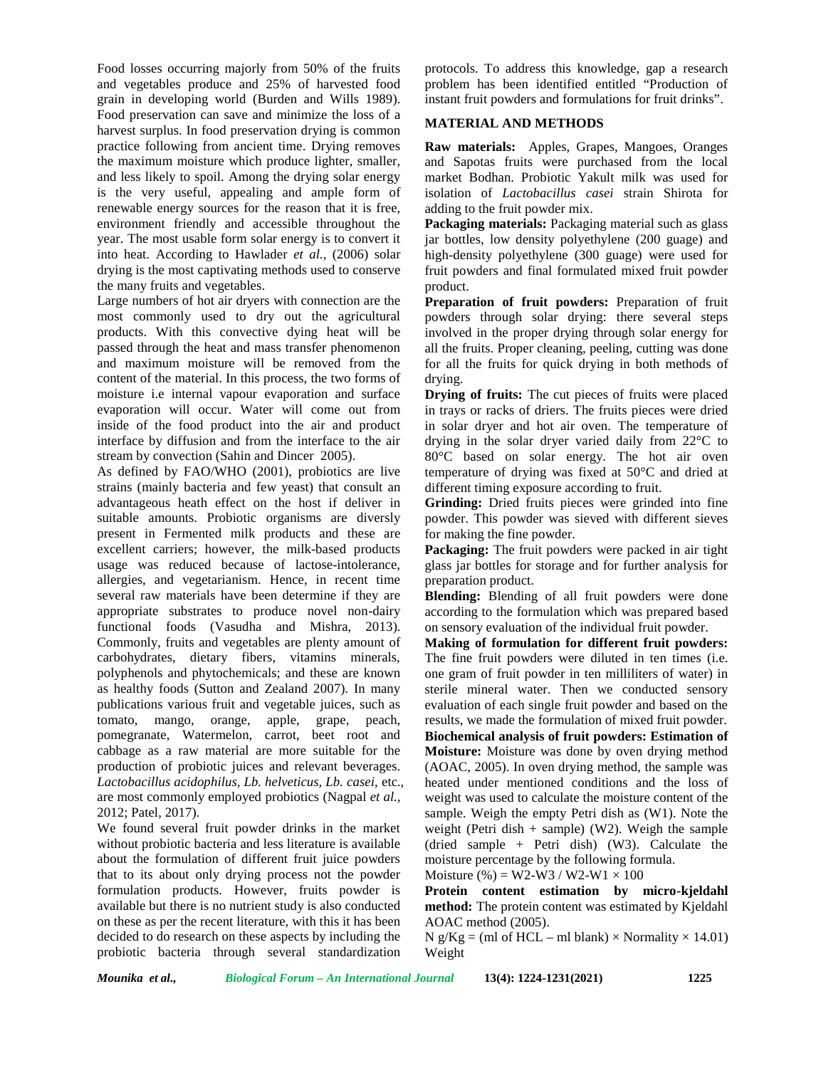Food losses occurring majorly from 50% of the fruits and vegetables produce and 25% of harvested food grain in developing world (Burden and Wills 1989). Food preservation can save and minimize the loss of a harvest surplus. In food preservation drying is common practice following from ancient time. Drying removes the maximum moisture which produce lighter, smaller, and less likely to spoil. Among the drying solar energy is the very useful, appealing and ample form of renewable energy sources for the reason that it is free, environment friendly and accessible throughout the year. The most usable form solar energy is to convert it into heat. According to Hawlader *et al.,* (2006) solar drying is the most captivating methods used to conserve the many fruits and vegetables.

Large numbers of hot air dryers with connection are the most commonly used to dry out the agricultural products. With this convective dying heat will be passed through the heat and mass transfer phenomenon and maximum moisture will be removed from the content of the material. In this process, the two forms of moisture i.e internal vapour evaporation and surface evaporation will occur. Water will come out from inside of the food product into the air and product interface by diffusion and from the interface to the air stream by convection (Sahin and Dincer 2005).

As defined by FAO/WHO (2001), probiotics are live strains (mainly bacteria and few yeast) that consult an advantageous heath effect on the host if deliver in suitable amounts. Probiotic organisms are diversly present in Fermented milk products and these are excellent carriers; however, the milk-based products usage was reduced because of lactose-intolerance, allergies, and vegetarianism. Hence, in recent time several raw materials have been determine if they are appropriate substrates to produce novel non-dairy functional foods (Vasudha and Mishra, 2013). Commonly, fruits and vegetables are plenty amount of carbohydrates, dietary fibers, vitamins minerals, polyphenols and phytochemicals; and these are known as healthy foods (Sutton and Zealand 2007). In many publications various fruit and vegetable juices, such as tomato, mango, orange, apple, grape, peach, pomegranate, Watermelon, carrot, beet root and cabbage as a raw material are more suitable for the production of probiotic juices and relevant beverages. *Lactobacillus acidophilus, Lb. helveticus, Lb. casei,* etc., are most commonly employed probiotics (Nagpal *et al.,* 2012; Patel, 2017).

We found several fruit powder drinks in the market without probiotic bacteria and less literature is available about the formulation of different fruit juice powders that to its about only drying process not the powder formulation products. However, fruits powder is available but there is no nutrient study is also conducted on these as per the recent literature, with this it has been decided to do research on these aspects by including the probiotic bacteria through several standardization protocols. To address this knowledge, gap a research problem has been identified entitled "Production of instant fruit powders and formulations for fruit drinks".

## MATERIAL AND METHODS

**Raw materials:** Apples, Grapes, Mangoes, Oranges and Sapotas fruits were purchased from the local market Bodhan. Probiotic Yakult milk was used for isolation of *Lactobacillus casei* strain Shirota for adding to the fruit powder mix.

**Packaging materials:** Packaging material such as glass jar bottles, low density polyethylene (200 guage) and high-density polyethylene (300 guage) were used for fruit powders and final formulated mixed fruit powder product.

**Preparation of fruit powders:** Preparation of fruit powders through solar drying: there several steps involved in the proper drying through solar energy for all the fruits. Proper cleaning, peeling, cutting was done for all the fruits for quick drying in both methods of drying.

**Drying of fruits:** The cut pieces of fruits were placed in trays or racks of driers. The fruits pieces were dried in solar dryer and hot air oven. The temperature of drying in the solar dryer varied daily from 22°C to 80°C based on solar energy. The hot air oven temperature of drying was fixed at 50°C and dried at different timing exposure according to fruit.

**Grinding:** Dried fruits pieces were grinded into fine powder. This powder was sieved with different sieves for making the fine powder.

**Packaging:** The fruit powders were packed in air tight glass jar bottles for storage and for further analysis for preparation product.

**Blending:** Blending of all fruit powders were done according to the formulation which was prepared based on sensory evaluation of the individual fruit powder.

**Making of formulation for different fruit powders:** The fine fruit powders were diluted in ten times (i.e. one gram of fruit powder in ten milliliters of water) in sterile mineral water. Then we conducted sensory evaluation of each single fruit powder and based on the results, we made the formulation of mixed fruit powder.

**Biochemical analysis of fruit powders: Estimation of Moisture:** Moisture was done by oven drying method (AOAC, 2005). In oven drying method, the sample was heated under mentioned conditions and the loss of weight was used to calculate the moisture content of the sample. Weigh the empty Petri dish as (W1). Note the weight (Petri dish + sample) (W2). Weigh the sample (dried sample + Petri dish) (W3). Calculate the moisture percentage by the following formula.

Moisture (%) = W2-W3 / W2-W1 × 100

**Protein content estimation by micro-kjeldahl method:** The protein content was estimated by Kjeldahl AOAC method (2005).

N g/Kg = (ml of HCL – ml blank) × Normality × 14.01) Weight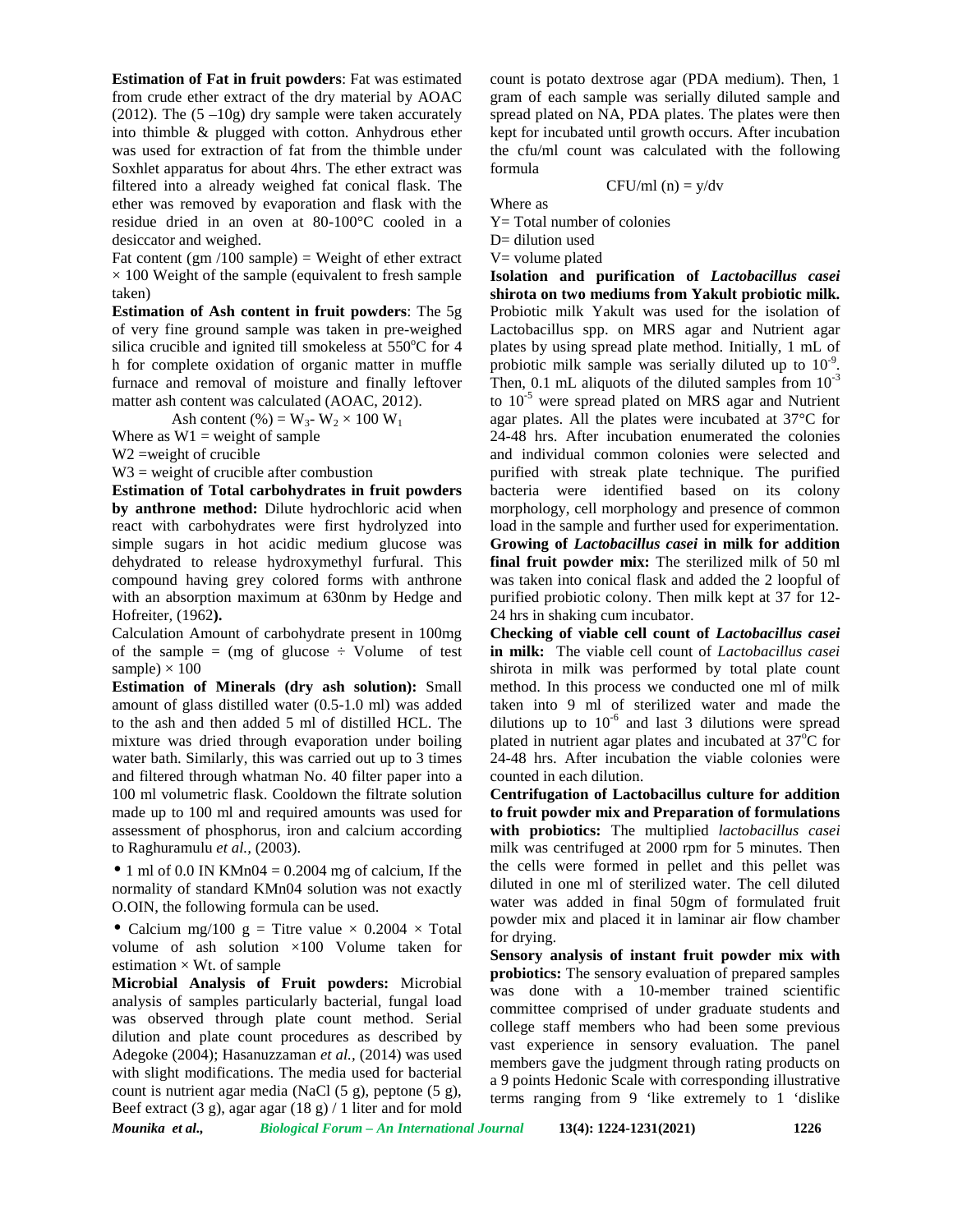**Estimation of Fat in fruit powders**: Fat was estimated from crude ether extract of the dry material by AOAC (2012). The (5 –10g) dry sample were taken accurately into thimble & plugged with cotton. Anhydrous ether was used for extraction of fat from the thimble under Soxhlet apparatus for about 4hrs. The ether extract was filtered into a already weighed fat conical flask. The ether was removed by evaporation and flask with the residue dried in an oven at 80-100°C cooled in a desiccator and weighed.

Fat content (gm /100 sample) = Weight of ether extract × 100 Weight of the sample (equivalent to fresh sample taken)

**Estimation of Ash content in fruit powders**: The 5g of very fine ground sample was taken in pre-weighed silica crucible and ignited till smokeless at 550°C for 4 h for complete oxidation of organic matter in muffle furnace and removal of moisture and finally leftover matter ash content was calculated (AOAC, 2012).

$$\text{Ash content (\%)} = W_3 - W_2 \times 100\ W_1$$

Where as W1 = weight of sample

W2 =weight of crucible

W3 = weight of crucible after combustion

**Estimation of Total carbohydrates in fruit powders by anthrone method:** Dilute hydrochloric acid when react with carbohydrates were first hydrolyzed into simple sugars in hot acidic medium glucose was dehydrated to release hydroxymethyl furfural. This compound having grey colored forms with anthrone with an absorption maximum at 630nm by Hedge and Hofreiter, (1962**).**

Calculation Amount of carbohydrate present in 100mg of the sample = (mg of glucose ÷ Volume of test sample) × 100

**Estimation of Minerals (dry ash solution):** Small amount of glass distilled water (0.5-1.0 ml) was added to the ash and then added 5 ml of distilled HCL. The mixture was dried through evaporation under boiling water bath. Similarly, this was carried out up to 3 times and filtered through whatman No. 40 filter paper into a 100 ml volumetric flask. Cooldown the filtrate solution made up to 100 ml and required amounts was used for assessment of phosphorus, iron and calcium according to Raghuramulu *et al.,* (2003).

- 1 ml of 0.0 IN KMn04 = 0.2004 mg of calcium, If the normality of standard KMn04 solution was not exactly O.OIN, the following formula can be used.
- Calcium mg/100 g = Titre value × 0.2004 × Total volume of ash solution ×100 Volume taken for estimation × Wt. of sample

**Microbial Analysis of Fruit powders:** Microbial analysis of samples particularly bacterial, fungal load was observed through plate count method. Serial dilution and plate count procedures as described by Adegoke (2004); Hasanuzzaman *et al.,* (2014) was used with slight modifications. The media used for bacterial count is nutrient agar media (NaCl (5 g), peptone (5 g), Beef extract (3 g), agar agar (18 g) / 1 liter and for mold count is potato dextrose agar (PDA medium). Then, 1 gram of each sample was serially diluted sample and spread plated on NA, PDA plates. The plates were then kept for incubated until growth occurs. After incubation the cfu/ml count was calculated with the following formula

$$\text{CFU/ml (n)} = y/dv$$

Where as

Y= Total number of colonies

D= dilution used

V= volume plated

**Isolation and purification of *Lactobacillus casei* shirota on two mediums from Yakult probiotic milk.** Probiotic milk Yakult was used for the isolation of Lactobacillus spp. on MRS agar and Nutrient agar plates by using spread plate method. Initially, 1 mL of probiotic milk sample was serially diluted up to $10^{-9}$. Then, 0.1 mL aliquots of the diluted samples from $10^{-3}$ to $10^{-5}$ were spread plated on MRS agar and Nutrient agar plates. All the plates were incubated at 37°C for 24-48 hrs. After incubation enumerated the colonies and individual common colonies were selected and purified with streak plate technique. The purified bacteria were identified based on its colony morphology, cell morphology and presence of common load in the sample and further used for experimentation.

**Growing of *Lactobacillus casei* in milk for addition final fruit powder mix:** The sterilized milk of 50 ml was taken into conical flask and added the 2 loopful of purified probiotic colony. Then milk kept at 37 for 12-24 hrs in shaking cum incubator.

**Checking of viable cell count of *Lactobacillus casei* in milk:** The viable cell count of *Lactobacillus casei* shirota in milk was performed by total plate count method. In this process we conducted one ml of milk taken into 9 ml of sterilized water and made the dilutions up to $10^{-6}$ and last 3 dilutions were spread plated in nutrient agar plates and incubated at 37°C for 24-48 hrs. After incubation the viable colonies were counted in each dilution.

**Centrifugation of Lactobacillus culture for addition to fruit powder mix and Preparation of formulations with probiotics:** The multiplied *lactobacillus casei* milk was centrifuged at 2000 rpm for 5 minutes. Then the cells were formed in pellet and this pellet was diluted in one ml of sterilized water. The cell diluted water was added in final 50gm of formulated fruit powder mix and placed it in laminar air flow chamber for drying.

**Sensory analysis of instant fruit powder mix with probiotics:** The sensory evaluation of prepared samples was done with a 10-member trained scientific committee comprised of under graduate students and college staff members who had been some previous vast experience in sensory evaluation. The panel members gave the judgment through rating products on a 9 points Hedonic Scale with corresponding illustrative terms ranging from 9 'like extremely to 1 'dislike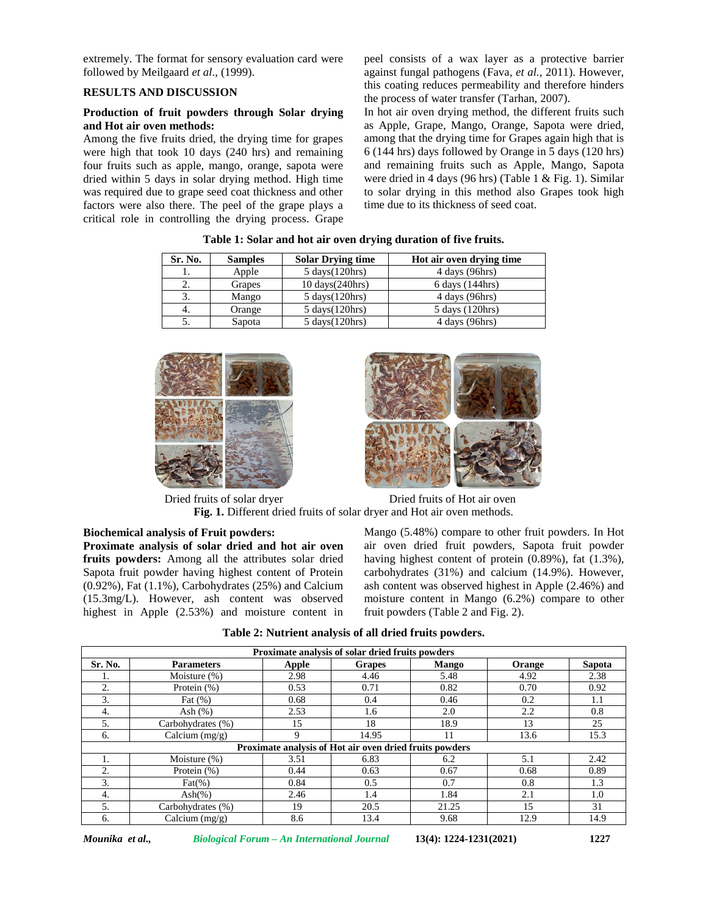extremely. The format for sensory evaluation card were followed by Meilgaard *et al*., (1999).

## RESULTS AND DISCUSSION

### Production of fruit powders through Solar drying and Hot air oven methods:

Among the five fruits dried, the drying time for grapes were high that took 10 days (240 hrs) and remaining four fruits such as apple, mango, orange, sapota were dried within 5 days in solar drying method. High time was required due to grape seed coat thickness and other factors were also there. The peel of the grape plays a critical role in controlling the drying process. Grape peel consists of a wax layer as a protective barrier against fungal pathogens (Fava, *et al.*, 2011). However, this coating reduces permeability and therefore hinders the process of water transfer (Tarhan, 2007).

In hot air oven drying method, the different fruits such as Apple, Grape, Mango, Orange, Sapota were dried, among that the drying time for Grapes again high that is 6 (144 hrs) days followed by Orange in 5 days (120 hrs) and remaining fruits such as Apple, Mango, Sapota were dried in 4 days (96 hrs) (Table 1 & Fig. 1). Similar to solar drying in this method also Grapes took high time due to its thickness of seed coat.

**Table 1: Solar and hot air oven drying duration of five fruits.**

| Sr. No. | Samples | Solar Drying time | Hot air oven drying time |
|---|---|---|---|
| 1. | Apple | 5 days(120hrs) | 4 days (96hrs) |
| 2. | Grapes | 10 days(240hrs) | 6 days (144hrs) |
| 3. | Mango | 5 days(120hrs) | 4 days (96hrs) |
| 4. | Orange | 5 days(120hrs) | 5 days (120hrs) |
| 5. | Sapota | 5 days(120hrs) | 4 days (96hrs) |

Dried fruits of solar dryer

Dried fruits of Hot air oven

**Fig. 1.** Different dried fruits of solar dryer and Hot air oven methods.

### Biochemical analysis of Fruit powders:

**Proximate analysis of solar dried and hot air oven fruits powders:** Among all the attributes solar dried Sapota fruit powder having highest content of Protein (0.92%), Fat (1.1%), Carbohydrates (25%) and Calcium (15.3mg/L). However, ash content was observed highest in Apple (2.53%) and moisture content in Mango (5.48%) compare to other fruit powders. In Hot air oven dried fruit powders, Sapota fruit powder having highest content of protein (0.89%), fat (1.3%), carbohydrates (31%) and calcium (14.9%). However, ash content was observed highest in Apple (2.46%) and moisture content in Mango (6.2%) compare to other fruit powders (Table 2 and Fig. 2).

**Table 2: Nutrient analysis of all dried fruits powders.**

| Proximate analysis of solar dried fruits powders | | | | | | |
|---|---|---|---|---|---|---|
| **Sr. No.** | **Parameters** | **Apple** | **Grapes** | **Mango** | **Orange** | **Sapota** |
| 1. | Moisture (%) | 2.98 | 4.46 | 5.48 | 4.92 | 2.38 |
| 2. | Protein (%) | 0.53 | 0.71 | 0.82 | 0.70 | 0.92 |
| 3. | Fat (%) | 0.68 | 0.4 | 0.46 | 0.2 | 1.1 |
| 4. | Ash (%) | 2.53 | 1.6 | 2.0 | 2.2 | 0.8 |
| 5. | Carbohydrates (%) | 15 | 18 | 18.9 | 13 | 25 |
| 6. | Calcium (mg/g) | 9 | 14.95 | 11 | 13.6 | 15.3 |
| **Proximate analysis of Hot air oven dried fruits powders** | | | | | | |
| 1. | Moisture (%) | 3.51 | 6.83 | 6.2 | 5.1 | 2.42 |
| 2. | Protein (%) | 0.44 | 0.63 | 0.67 | 0.68 | 0.89 |
| 3. | Fat(%) | 0.84 | 0.5 | 0.7 | 0.8 | 1.3 |
| 4. | Ash(%) | 2.46 | 1.4 | 1.84 | 2.1 | 1.0 |
| 5. | Carbohydrates (%) | 19 | 20.5 | 21.25 | 15 | 31 |
| 6. | Calcium (mg/g) | 8.6 | 13.4 | 9.68 | 12.9 | 14.9 |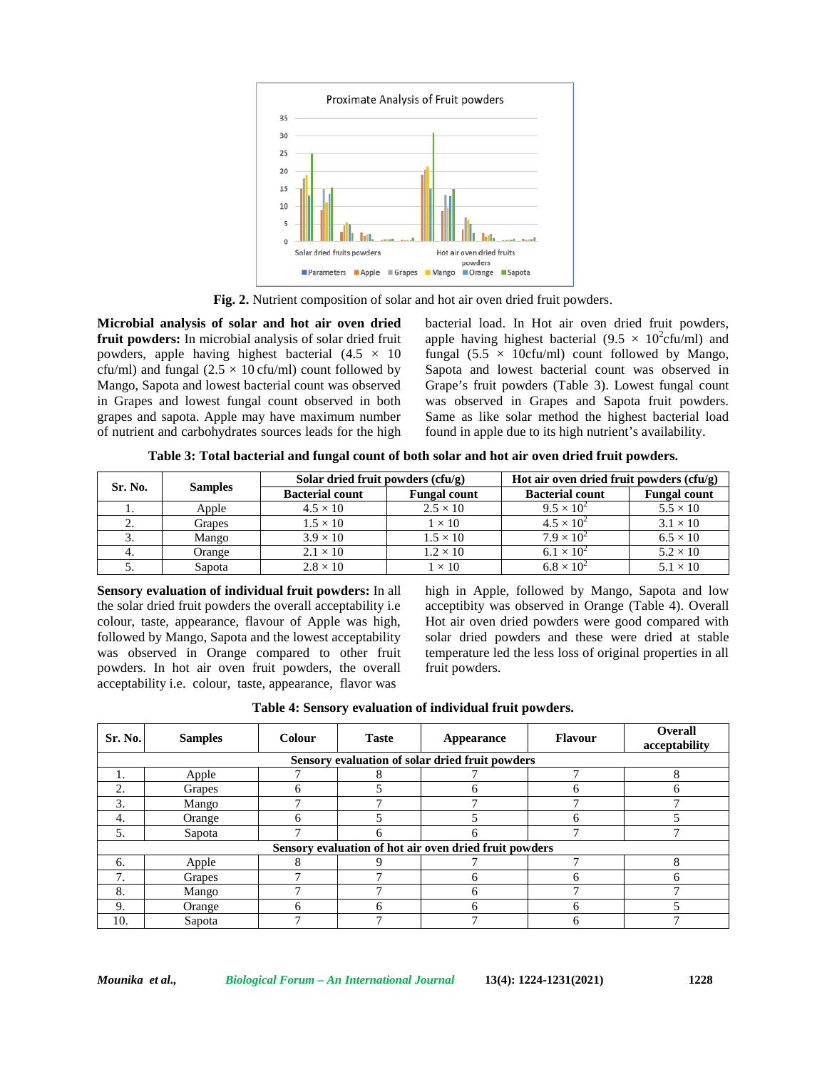**Fig. 2.** Nutrient composition of solar and hot air oven dried fruit powders.

**Microbial analysis of solar and hot air oven dried fruit powders:** In microbial analysis of solar dried fruit powders, apple having highest bacterial ($4.5 \times 10$ cfu/ml) and fungal ($2.5 \times 10$ cfu/ml) count followed by Mango, Sapota and lowest bacterial count was observed in Grapes and lowest fungal count observed in both grapes and sapota. Apple may have maximum number of nutrient and carbohydrates sources leads for the high bacterial load. In Hot air oven dried fruit powders, apple having highest bacterial ($9.5 \times 10^2$cfu/ml) and fungal ($5.5 \times 10$cfu/ml) count followed by Mango, Sapota and lowest bacterial count was observed in Grape's fruit powders (Table 3). Lowest fungal count was observed in Grapes and Sapota fruit powders. Same as like solar method the highest bacterial load found in apple due to its high nutrient's availability.

**Table 3: Total bacterial and fungal count of both solar and hot air oven dried fruit powders.**

| Sr. No. | Samples | Solar dried fruit powders (cfu/g) | | Hot air oven dried fruit powders (cfu/g) | |
|---|---|---|---|---|---|
| | | Bacterial count | Fungal count | Bacterial count | Fungal count |
| 1. | Apple | $4.5 \times 10$ | $2.5 \times 10$ | $9.5 \times 10^2$ | $5.5 \times 10$ |
| 2. | Grapes | $1.5 \times 10$ | $1 \times 10$ | $4.5 \times 10^2$ | $3.1 \times 10$ |
| 3. | Mango | $3.9 \times 10$ | $1.5 \times 10$ | $7.9 \times 10^2$ | $6.5 \times 10$ |
| 4. | Orange | $2.1 \times 10$ | $1.2 \times 10$ | $6.1 \times 10^2$ | $5.2 \times 10$ |
| 5. | Sapota | $2.8 \times 10$ | $1 \times 10$ | $6.8 \times 10^2$ | $5.1 \times 10$ |

**Sensory evaluation of individual fruit powders:** In all the solar dried fruit powders the overall acceptability i.e colour, taste, appearance, flavour of Apple was high, followed by Mango, Sapota and the lowest acceptability was observed in Orange compared to other fruit powders. In hot air oven fruit powders, the overall acceptability i.e. colour, taste, appearance, flavor was high in Apple, followed by Mango, Sapota and low acceptibity was observed in Orange (Table 4). Overall Hot air oven dried powders were good compared with solar dried powders and these were dried at stable temperature led the less loss of original properties in all fruit powders.

**Table 4: Sensory evaluation of individual fruit powders.**

| Sr. No. | Samples | Colour | Taste | Appearance | Flavour | Overall acceptability |
|---|---|---|---|---|---|---|
| | **Sensory evaluation of solar dried fruit powders** | | | | | |
| 1. | Apple | 7 | 8 | 7 | 7 | 8 |
| 2. | Grapes | 6 | 5 | 6 | 6 | 6 |
| 3. | Mango | 7 | 7 | 7 | 7 | 7 |
| 4. | Orange | 6 | 5 | 5 | 6 | 5 |
| 5. | Sapota | 7 | 6 | 6 | 7 | 7 |
| | **Sensory evaluation of hot air oven dried fruit powders** | | | | | |
| 6. | Apple | 8 | 9 | 7 | 7 | 8 |
| 7. | Grapes | 7 | 7 | 6 | 6 | 6 |
| 8. | Mango | 7 | 7 | 6 | 7 | 7 |
| 9. | Orange | 6 | 6 | 6 | 6 | 5 |
| 10. | Sapota | 7 | 7 | 7 | 6 | 7 |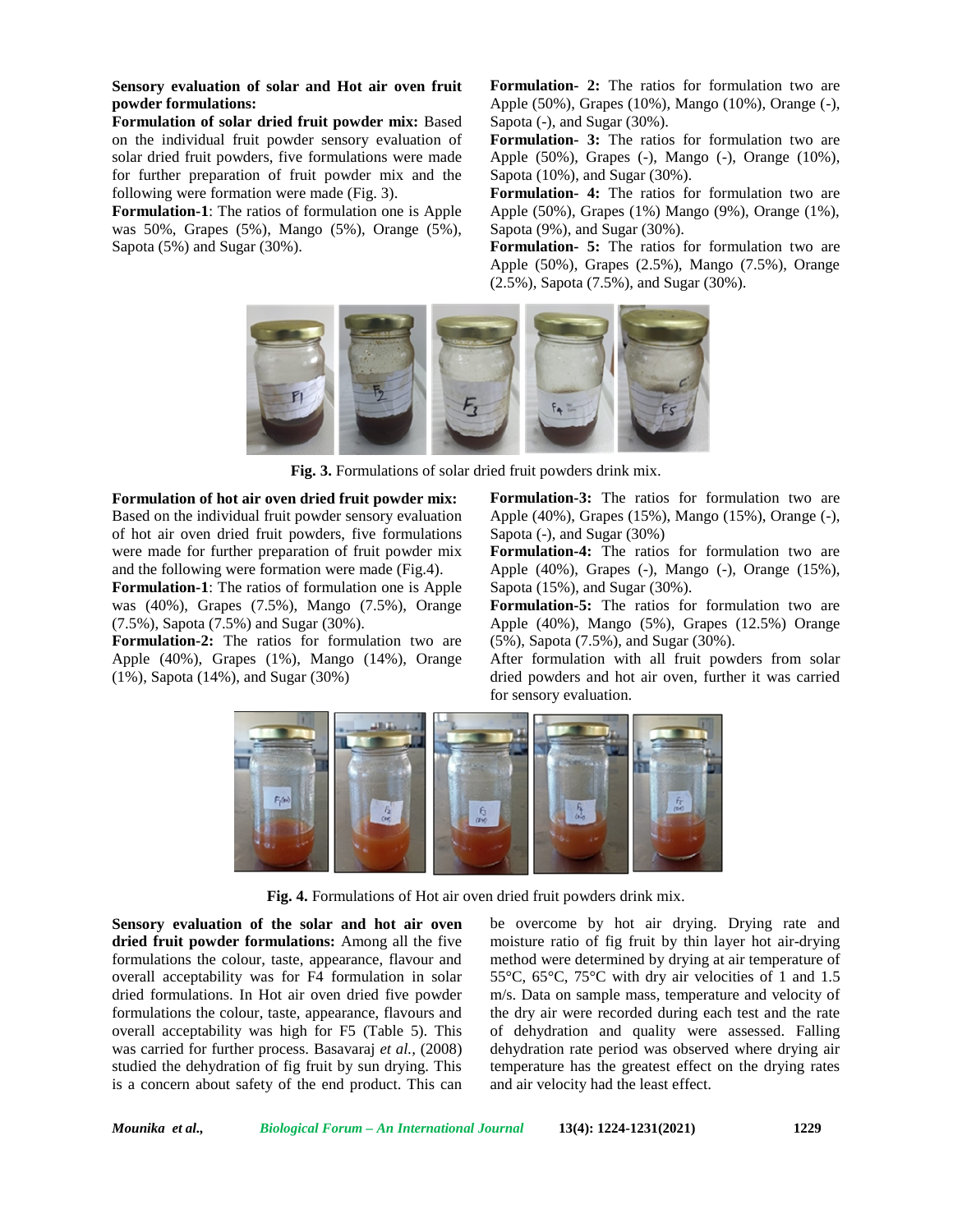**Sensory evaluation of solar and Hot air oven fruit powder formulations:**

**Formulation of solar dried fruit powder mix:** Based on the individual fruit powder sensory evaluation of solar dried fruit powders, five formulations were made for further preparation of fruit powder mix and the following were formation were made (Fig. 3).

**Formulation-1**: The ratios of formulation one is Apple was 50%, Grapes (5%), Mango (5%), Orange (5%), Sapota (5%) and Sugar (30%).

**Formulation- 2:** The ratios for formulation two are Apple (50%), Grapes (10%), Mango (10%), Orange (-), Sapota (-), and Sugar (30%).

**Formulation- 3:** The ratios for formulation two are Apple (50%), Grapes (-), Mango (-), Orange (10%), Sapota (10%), and Sugar (30%).

**Formulation- 4:** The ratios for formulation two are Apple (50%), Grapes (1%) Mango (9%), Orange (1%), Sapota (9%), and Sugar (30%).

**Formulation- 5:** The ratios for formulation two are Apple (50%), Grapes (2.5%), Mango (7.5%), Orange (2.5%), Sapota (7.5%), and Sugar (30%).

**Fig. 3.** Formulations of solar dried fruit powders drink mix.

**Formulation of hot air oven dried fruit powder mix:** Based on the individual fruit powder sensory evaluation of hot air oven dried fruit powders, five formulations were made for further preparation of fruit powder mix and the following were formation were made (Fig.4).

**Formulation-1**: The ratios of formulation one is Apple was (40%), Grapes (7.5%), Mango (7.5%), Orange (7.5%), Sapota (7.5%) and Sugar (30%).

**Formulation-2:** The ratios for formulation two are Apple (40%), Grapes (1%), Mango (14%), Orange (1%), Sapota (14%), and Sugar (30%)

**Formulation-3:** The ratios for formulation two are Apple (40%), Grapes (15%), Mango (15%), Orange (-), Sapota (-), and Sugar (30%)

**Formulation-4:** The ratios for formulation two are Apple (40%), Grapes (-), Mango (-), Orange (15%), Sapota (15%), and Sugar (30%).

**Formulation-5:** The ratios for formulation two are Apple (40%), Mango (5%), Grapes (12.5%) Orange (5%), Sapota (7.5%), and Sugar (30%).

After formulation with all fruit powders from solar dried powders and hot air oven, further it was carried for sensory evaluation.

**Fig. 4.** Formulations of Hot air oven dried fruit powders drink mix.

**Sensory evaluation of the solar and hot air oven dried fruit powder formulations:** Among all the five formulations the colour, taste, appearance, flavour and overall acceptability was for F4 formulation in solar dried formulations. In Hot air oven dried five powder formulations the colour, taste, appearance, flavours and overall acceptability was high for F5 (Table 5). This was carried for further process. Basavaraj *et al.,* (2008) studied the dehydration of fig fruit by sun drying. This is a concern about safety of the end product. This can be overcome by hot air drying. Drying rate and moisture ratio of fig fruit by thin layer hot air-drying method were determined by drying at air temperature of 55°C, 65°C, 75°C with dry air velocities of 1 and 1.5 m/s. Data on sample mass, temperature and velocity of the dry air were recorded during each test and the rate of dehydration and quality were assessed. Falling dehydration rate period was observed where drying air temperature has the greatest effect on the drying rates and air velocity had the least effect.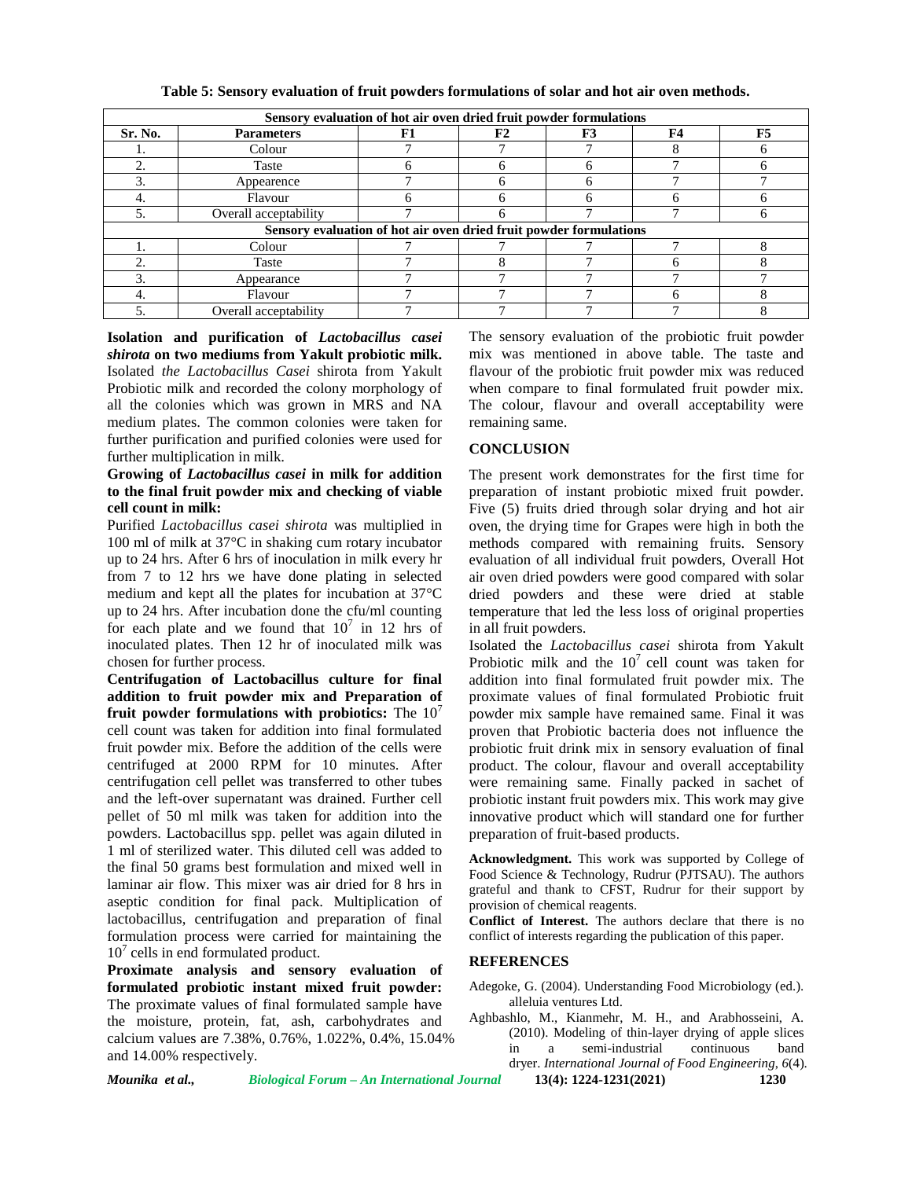**Table 5: Sensory evaluation of fruit powders formulations of solar and hot air oven methods.**

| Sensory evaluation of hot air oven dried fruit powder formulations | | | | | | |
|---|---|---|---|---|---|---|
| **Sr. No.** | **Parameters** | **F1** | **F2** | **F3** | **F4** | **F5** |
| 1. | Colour | 7 | 7 | 7 | 8 | 6 |
| 2. | Taste | 6 | 6 | 6 | 7 | 6 |
| 3. | Appearence | 7 | 6 | 6 | 7 | 7 |
| 4. | Flavour | 6 | 6 | 6 | 6 | 6 |
| 5. | Overall acceptability | 7 | 6 | 7 | 7 | 6 |
| **Sensory evaluation of hot air oven dried fruit powder formulations** | | | | | | |
| 1. | Colour | 7 | 7 | 7 | 7 | 8 |
| 2. | Taste | 7 | 8 | 7 | 6 | 8 |
| 3. | Appearance | 7 | 7 | 7 | 7 | 7 |
| 4. | Flavour | 7 | 7 | 7 | 6 | 8 |
| 5. | Overall acceptability | 7 | 7 | 7 | 7 | 8 |

**Isolation and purification of *Lactobacillus casei shirota* on two mediums from Yakult probiotic milk.** Isolated *the Lactobacillus Casei* shirota from Yakult Probiotic milk and recorded the colony morphology of all the colonies which was grown in MRS and NA medium plates. The common colonies were taken for further purification and purified colonies were used for further multiplication in milk.

**Growing of *Lactobacillus casei* in milk for addition to the final fruit powder mix and checking of viable cell count in milk:**

Purified *Lactobacillus casei shirota* was multiplied in 100 ml of milk at 37°C in shaking cum rotary incubator up to 24 hrs. After 6 hrs of inoculation in milk every hr from 7 to 12 hrs we have done plating in selected medium and kept all the plates for incubation at 37°C up to 24 hrs. After incubation done the cfu/ml counting for each plate and we found that $10^7$ in 12 hrs of inoculated plates. Then 12 hr of inoculated milk was chosen for further process.

**Centrifugation of Lactobacillus culture for final addition to fruit powder mix and Preparation of fruit powder formulations with probiotics:** The $10^7$ cell count was taken for addition into final formulated fruit powder mix. Before the addition of the cells were centrifuged at 2000 RPM for 10 minutes. After centrifugation cell pellet was transferred to other tubes and the left-over supernatant was drained. Further cell pellet of 50 ml milk was taken for addition into the powders. Lactobacillus spp. pellet was again diluted in 1 ml of sterilized water. This diluted cell was added to the final 50 grams best formulation and mixed well in laminar air flow. This mixer was air dried for 8 hrs in aseptic condition for final pack. Multiplication of lactobacillus, centrifugation and preparation of final formulation process were carried for maintaining the $10^7$ cells in end formulated product.

**Proximate analysis and sensory evaluation of formulated probiotic instant mixed fruit powder:** The proximate values of final formulated sample have the moisture, protein, fat, ash, carbohydrates and calcium values are 7.38%, 0.76%, 1.022%, 0.4%, 15.04% and 14.00% respectively.

The sensory evaluation of the probiotic fruit powder mix was mentioned in above table. The taste and flavour of the probiotic fruit powder mix was reduced when compare to final formulated fruit powder mix. The colour, flavour and overall acceptability were remaining same.

## CONCLUSION

The present work demonstrates for the first time for preparation of instant probiotic mixed fruit powder. Five (5) fruits dried through solar drying and hot air oven, the drying time for Grapes were high in both the methods compared with remaining fruits. Sensory evaluation of all individual fruit powders, Overall Hot air oven dried powders were good compared with solar dried powders and these were dried at stable temperature that led the less loss of original properties in all fruit powders.

Isolated the *Lactobacillus casei* shirota from Yakult Probiotic milk and the $10^7$ cell count was taken for addition into final formulated fruit powder mix. The proximate values of final formulated Probiotic fruit powder mix sample have remained same. Final it was proven that Probiotic bacteria does not influence the probiotic fruit drink mix in sensory evaluation of final product. The colour, flavour and overall acceptability were remaining same. Finally packed in sachet of probiotic instant fruit powders mix. This work may give innovative product which will standard one for further preparation of fruit-based products.

**Acknowledgment.** This work was supported by College of Food Science & Technology, Rudrur (PJTSAU). The authors grateful and thank to CFST, Rudrur for their support by provision of chemical reagents.

**Conflict of Interest.** The authors declare that there is no conflict of interests regarding the publication of this paper.

## REFERENCES

Adegoke, G. (2004). Understanding Food Microbiology (ed.). alleluia ventures Ltd.

Aghbashlo, M., Kianmehr, M. H., and Arabhosseini, A. (2010). Modeling of thin-layer drying of apple slices in a semi-industrial continuous band dryer. *International Journal of Food Engineering, 6*(4).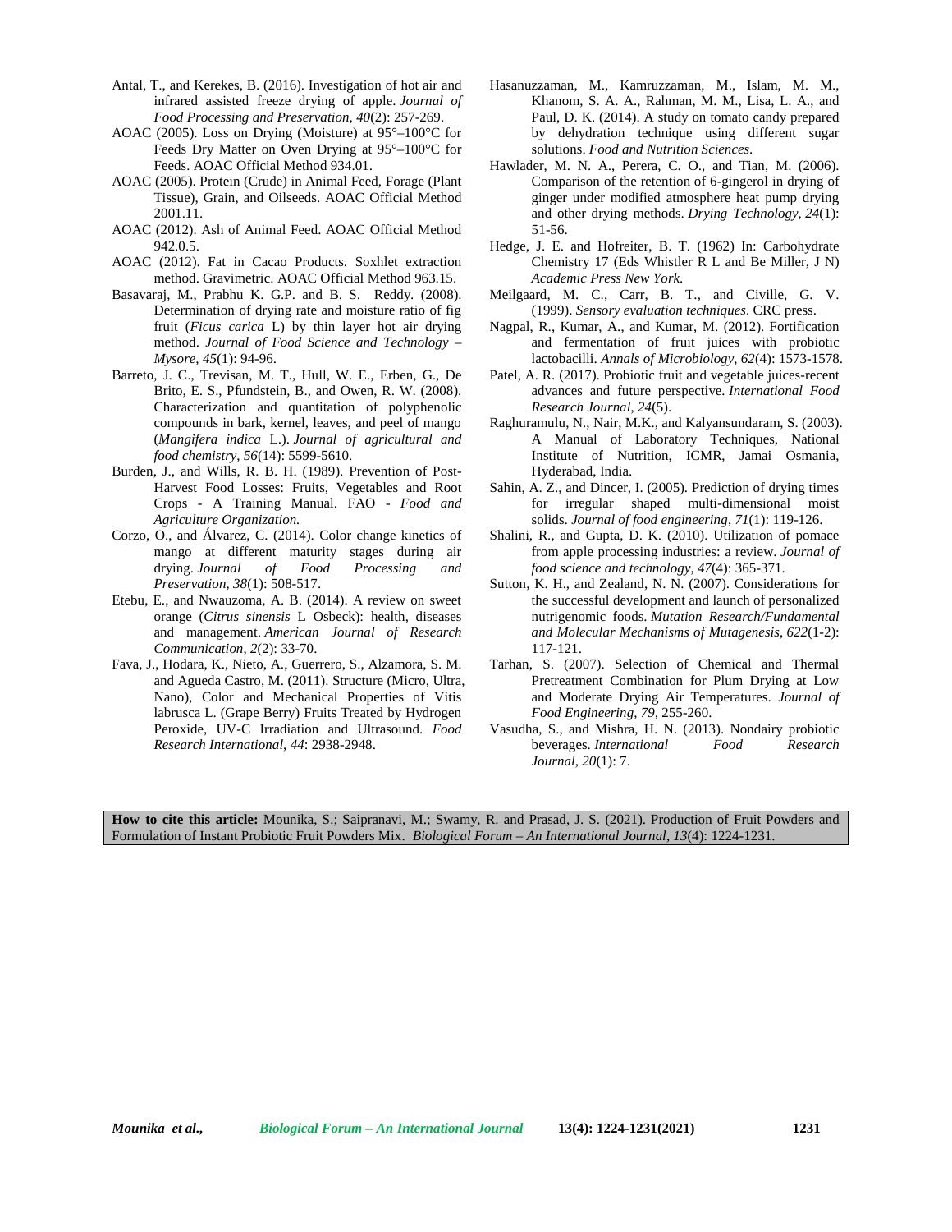Antal, T., and Kerekes, B. (2016). Investigation of hot air and infrared assisted freeze drying of apple. *Journal of Food Processing and Preservation*, *40*(2): 257-269.

AOAC (2005). Loss on Drying (Moisture) at 95°–100°C for Feeds Dry Matter on Oven Drying at 95°–100°C for Feeds. AOAC Official Method 934.01.

AOAC (2005). Protein (Crude) in Animal Feed, Forage (Plant Tissue), Grain, and Oilseeds. AOAC Official Method 2001.11.

AOAC (2012). Ash of Animal Feed. AOAC Official Method 942.0.5.

AOAC (2012). Fat in Cacao Products. Soxhlet extraction method. Gravimetric. AOAC Official Method 963.15.

Basavaraj, M., Prabhu K. G.P. and B. S. Reddy. (2008). Determination of drying rate and moisture ratio of fig fruit (*Ficus carica* L) by thin layer hot air drying method. *Journal of Food Science and Technology – Mysore*, *45*(1): 94-96.

Barreto, J. C., Trevisan, M. T., Hull, W. E., Erben, G., De Brito, E. S., Pfundstein, B., and Owen, R. W. (2008). Characterization and quantitation of polyphenolic compounds in bark, kernel, leaves, and peel of mango (*Mangifera indica* L.). *Journal of agricultural and food chemistry*, *56*(14): 5599-5610.

Burden, J., and Wills, R. B. H. (1989). Prevention of Post-Harvest Food Losses: Fruits, Vegetables and Root Crops - A Training Manual. FAO - *Food and Agriculture Organization.*

Corzo, O., and Álvarez, C. (2014). Color change kinetics of mango at different maturity stages during air drying. *Journal of Food Processing and Preservation*, *38*(1): 508-517.

Etebu, E., and Nwauzoma, A. B. (2014). A review on sweet orange (*Citrus sinensis* L Osbeck): health, diseases and management. *American Journal of Research Communication*, *2*(2): 33-70.

Fava, J., Hodara, K., Nieto, A., Guerrero, S., Alzamora, S. M. and Agueda Castro, M. (2011). Structure (Micro, Ultra, Nano), Color and Mechanical Properties of Vitis labrusca L. (Grape Berry) Fruits Treated by Hydrogen Peroxide, UV-C Irradiation and Ultrasound. *Food Research International*, *44*: 2938-2948.

Hasanuzzaman, M., Kamruzzaman, M., Islam, M. M., Khanom, S. A. A., Rahman, M. M., Lisa, L. A., and Paul, D. K. (2014). A study on tomato candy prepared by dehydration technique using different sugar solutions. *Food and Nutrition Sciences.*

Hawlader, M. N. A., Perera, C. O., and Tian, M. (2006). Comparison of the retention of 6-gingerol in drying of ginger under modified atmosphere heat pump drying and other drying methods. *Drying Technology*, *24*(1): 51-56.

Hedge, J. E. and Hofreiter, B. T. (1962) In: Carbohydrate Chemistry 17 (Eds Whistler R L and Be Miller, J N) *Academic Press New York*.

Meilgaard, M. C., Carr, B. T., and Civille, G. V. (1999). *Sensory evaluation techniques*. CRC press.

Nagpal, R., Kumar, A., and Kumar, M. (2012). Fortification and fermentation of fruit juices with probiotic lactobacilli. *Annals of Microbiology*, *62*(4): 1573-1578.

Patel, A. R. (2017). Probiotic fruit and vegetable juices-recent advances and future perspective. *International Food Research Journal*, *24*(5).

Raghuramulu, N., Nair, M.K., and Kalyansundaram, S. (2003). A Manual of Laboratory Techniques, National Institute of Nutrition, ICMR, Jamai Osmania, Hyderabad, India.

Sahin, A. Z., and Dincer, I. (2005). Prediction of drying times for irregular shaped multi-dimensional moist solids. *Journal of food engineering*, *71*(1): 119-126.

Shalini, R., and Gupta, D. K. (2010). Utilization of pomace from apple processing industries: a review. *Journal of food science and technology*, *47*(4): 365-371.

Sutton, K. H., and Zealand, N. N. (2007). Considerations for the successful development and launch of personalized nutrigenomic foods. *Mutation Research/Fundamental and Molecular Mechanisms of Mutagenesis*, *622*(1-2): 117-121.

Tarhan, S. (2007). Selection of Chemical and Thermal Pretreatment Combination for Plum Drying at Low and Moderate Drying Air Temperatures. *Journal of Food Engineering*, *79*, 255-260.

Vasudha, S., and Mishra, H. N. (2013). Nondairy probiotic beverages. *International Food Research Journal*, *20*(1): 7.

**How to cite this article:** Mounika, S.; Saipranavi, M.; Swamy, R. and Prasad, J. S. (2021). Production of Fruit Powders and Formulation of Instant Probiotic Fruit Powders Mix. *Biological Forum – An International Journal*, *13*(4): 1224-1231.